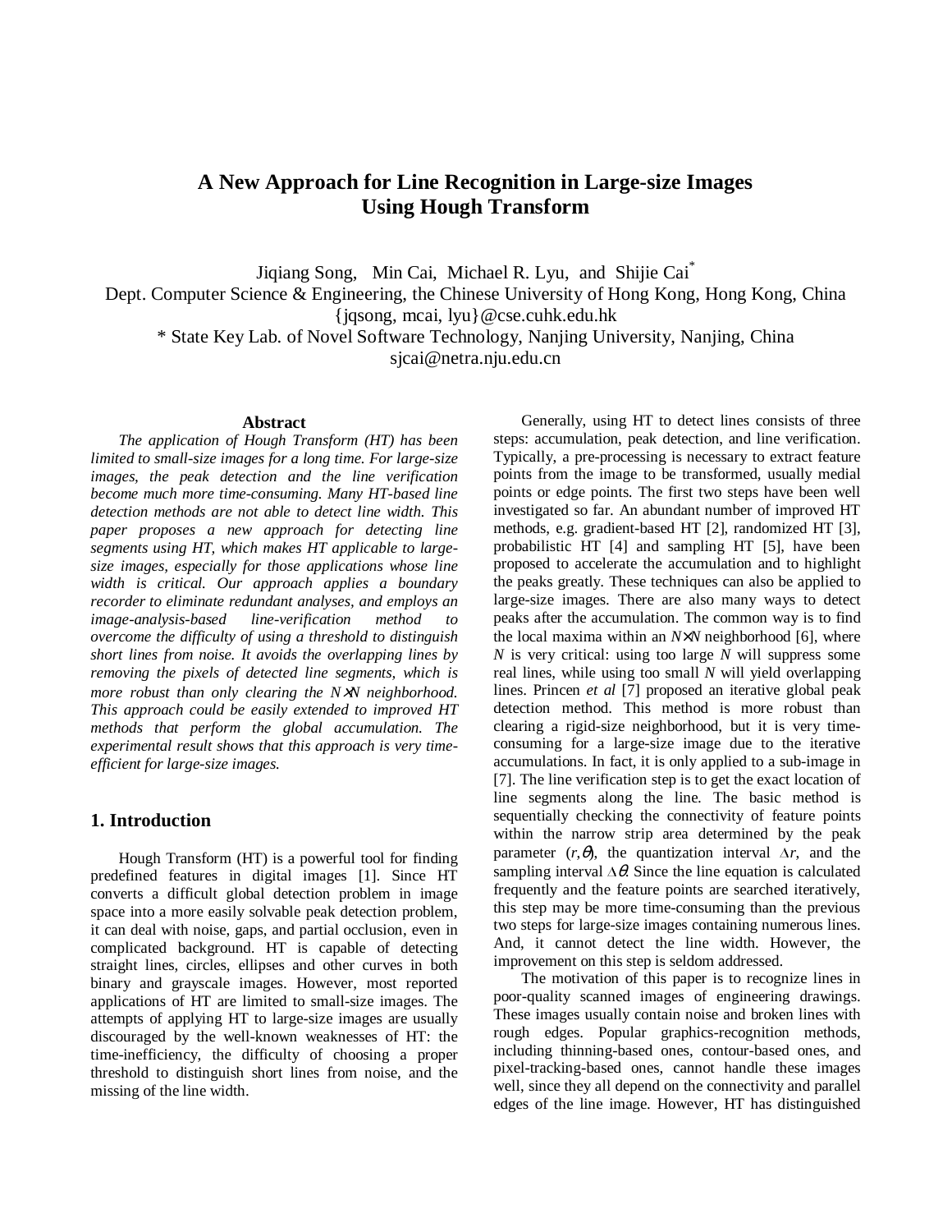# A New Approach for Line Recognition in Large-size Images Using Hough Transform

Jiqiang Song, Min Cai, Michael R. Lyu, and Shijie Cai[*]

Dept. Computer Science & Engineering, the Chinese University of Hong Kong, Hong Kong, China

{jqsong, mcai, lyu}@cse.cuhk.edu.hk

* State Key Lab. of Novel Software Technology, Nanjing University, Nanjing, China

sjcai@netra.nju.edu.cn

## Abstract

*The application of Hough Transform (HT) has been limited to small-size images for a long time. For large-size images, the peak detection and the line verification become much more time-consuming. Many HT-based line detection methods are not able to detect line width. This paper proposes a new approach for detecting line segments using HT, which makes HT applicable to large-size images, especially for those applications whose line width is critical. Our approach applies a boundary recorder to eliminate redundant analyses, and employs an image-analysis-based line-verification method to overcome the difficulty of using a threshold to distinguish short lines from noise. It avoids the overlapping lines by removing the pixels of detected line segments, which is more robust than only clearing the $N\times N$ neighborhood. This approach could be easily extended to improved HT methods that perform the global accumulation. The experimental result shows that this approach is very time-efficient for large-size images.*

## 1. Introduction

Hough Transform (HT) is a powerful tool for finding predefined features in digital images [1]. Since HT converts a difficult global detection problem in image space into a more easily solvable peak detection problem, it can deal with noise, gaps, and partial occlusion, even in complicated background. HT is capable of detecting straight lines, circles, ellipses and other curves in both binary and grayscale images. However, most reported applications of HT are limited to small-size images. The attempts of applying HT to large-size images are usually discouraged by the well-known weaknesses of HT: the time-inefficiency, the difficulty of choosing a proper threshold to distinguish short lines from noise, and the missing of the line width.

Generally, using HT to detect lines consists of three steps: accumulation, peak detection, and line verification. Typically, a pre-processing is necessary to extract feature points from the image to be transformed, usually medial points or edge points. The first two steps have been well investigated so far. An abundant number of improved HT methods, e.g. gradient-based HT [2], randomized HT [3], probabilistic HT [4] and sampling HT [5], have been proposed to accelerate the accumulation and to highlight the peaks greatly. These techniques can also be applied to large-size images. There are also many ways to detect peaks after the accumulation. The common way is to find the local maxima within an $N\times N$ neighborhood [6], where $N$ is very critical: using too large $N$ will suppress some real lines, while using too small $N$ will yield overlapping lines. Princen *et al* [7] proposed an iterative global peak detection method. This method is more robust than clearing a rigid-size neighborhood, but it is very time-consuming for a large-size image due to the iterative accumulations. In fact, it is only applied to a sub-image in [7]. The line verification step is to get the exact location of line segments along the line. The basic method is sequentially checking the connectivity of feature points within the narrow strip area determined by the peak parameter $(r,\theta)$, the quantization interval $\Delta r$, and the sampling interval $\Delta\theta$. Since the line equation is calculated frequently and the feature points are searched iteratively, this step may be more time-consuming than the previous two steps for large-size images containing numerous lines. And, it cannot detect the line width. However, the improvement on this step is seldom addressed.

The motivation of this paper is to recognize lines in poor-quality scanned images of engineering drawings. These images usually contain noise and broken lines with rough edges. Popular graphics-recognition methods, including thinning-based ones, contour-based ones, and pixel-tracking-based ones, cannot handle these images well, since they all depend on the connectivity and parallel edges of the line image. However, HT has distinguished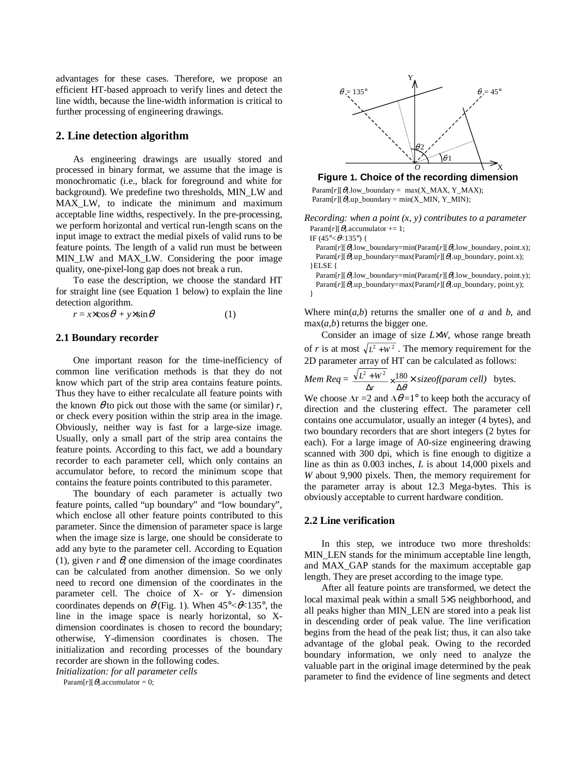advantages for these cases. Therefore, we propose an efficient HT-based approach to verify lines and detect the line width, because the line-width information is critical to further processing of engineering drawings.

## 2. Line detection algorithm

As engineering drawings are usually stored and processed in binary format, we assume that the image is monochromatic (i.e., black for foreground and white for background). We predefine two thresholds, MIN_LW and MAX_LW, to indicate the minimum and maximum acceptable line widths, respectively. In the pre-processing, we perform horizontal and vertical run-length scans on the input image to extract the medial pixels of valid runs to be feature points. The length of a valid run must be between MIN_LW and MAX_LW. Considering the poor image quality, one-pixel-long gap does not break a run.

To ease the description, we choose the standard HT for straight line (see Equation 1 below) to explain the line detection algorithm.

$$r = x \times \cos\theta + y \times \sin\theta \qquad (1)$$

### 2.1 Boundary recorder

One important reason for the time-inefficiency of common line verification methods is that they do not know which part of the strip area contains feature points. Thus they have to either recalculate all feature points with the known $\theta$ to pick out those with the same (or similar) $r$, or check every position within the strip area in the image. Obviously, neither way is fast for a large-size image. Usually, only a small part of the strip area contains the feature points. According to this fact, we add a boundary recorder to each parameter cell, which only contains an accumulator before, to record the minimum scope that contains the feature points contributed to this parameter.

The boundary of each parameter is actually two feature points, called "up boundary" and "low boundary", which enclose all other feature points contributed to this parameter. Since the dimension of parameter space is large when the image size is large, one should be considerate to add any byte to the parameter cell. According to Equation (1), given $r$ and $\theta$, one dimension of the image coordinates can be calculated from another dimension. So we only need to record one dimension of the coordinates in the parameter cell. The choice of X- or Y- dimension coordinates depends on $\theta$ (Fig. 1). When $45° < \theta < 135°$, the line in the image space is nearly horizontal, so X-dimension coordinates is chosen to record the boundary; otherwise, Y-dimension coordinates is chosen. The initialization and recording processes of the boundary recorder are shown in the following codes.

*Initialization: for all parameter cells*

```
Param[r][θ].accumulator = 0;
Param[r][θ].low_boundary = max(X_MAX, Y_MAX);
Param[r][θ].up_boundary = min(X_MIN, Y_MIN);
```

**Figure 1. Choice of the recording dimension**

*Recording: when a point (x, y) contributes to a parameter*

```
Param[r][θ].accumulator += 1;
IF (45°<θ<135°) {
   Param[r][θ].low_boundary=min(Param[r][θ].low_boundary, point.x);
   Param[r][θ].up_boundary=max(Param[r][θ].up_boundary, point.x);
}ELSE {
   Param[r][θ].low_boundary=min(Param[r][θ].low_boundary, point.y);
   Param[r][θ].up_boundary=max(Param[r][θ].up_boundary, point.y);
}
```

Where min($a$,$b$) returns the smaller one of $a$ and $b$, and max($a$,$b$) returns the bigger one.

Consider an image of size $L \times W$, whose range breath of $r$ is at most $\sqrt{L^2 + W^2}$. The memory requirement for the 2D parameter array of HT can be calculated as follows:

$$Mem\ Req = \frac{\sqrt{L^2 + W^2}}{\Delta r} \times \frac{180}{\Delta\theta} \times sizeof(param\ cell) \ \text{ bytes.}$$

We choose $\Delta r = 2$ and $\Delta\theta = 1°$ to keep both the accuracy of direction and the clustering effect. The parameter cell contains one accumulator, usually an integer (4 bytes), and two boundary recorders that are short integers (2 bytes for each). For a large image of A0-size engineering drawing scanned with 300 dpi, which is fine enough to digitize a line as thin as 0.003 inches, $L$ is about 14,000 pixels and $W$ about 9,900 pixels. Then, the memory requirement for the parameter array is about 12.3 Mega-bytes. This is obviously acceptable to current hardware condition.

### 2.2 Line verification

In this step, we introduce two more thresholds: MIN_LEN stands for the minimum acceptable line length, and MAX_GAP stands for the maximum acceptable gap length. They are preset according to the image type.

After all feature points are transformed, we detect the local maximal peak within a small 5×5 neighborhood, and all peaks higher than MIN_LEN are stored into a peak list in descending order of peak value. The line verification begins from the head of the peak list; thus, it can also take advantage of the global peak. Owing to the recorded boundary information, we only need to analyze the valuable part in the original image determined by the peak parameter to find the evidence of line segments and detect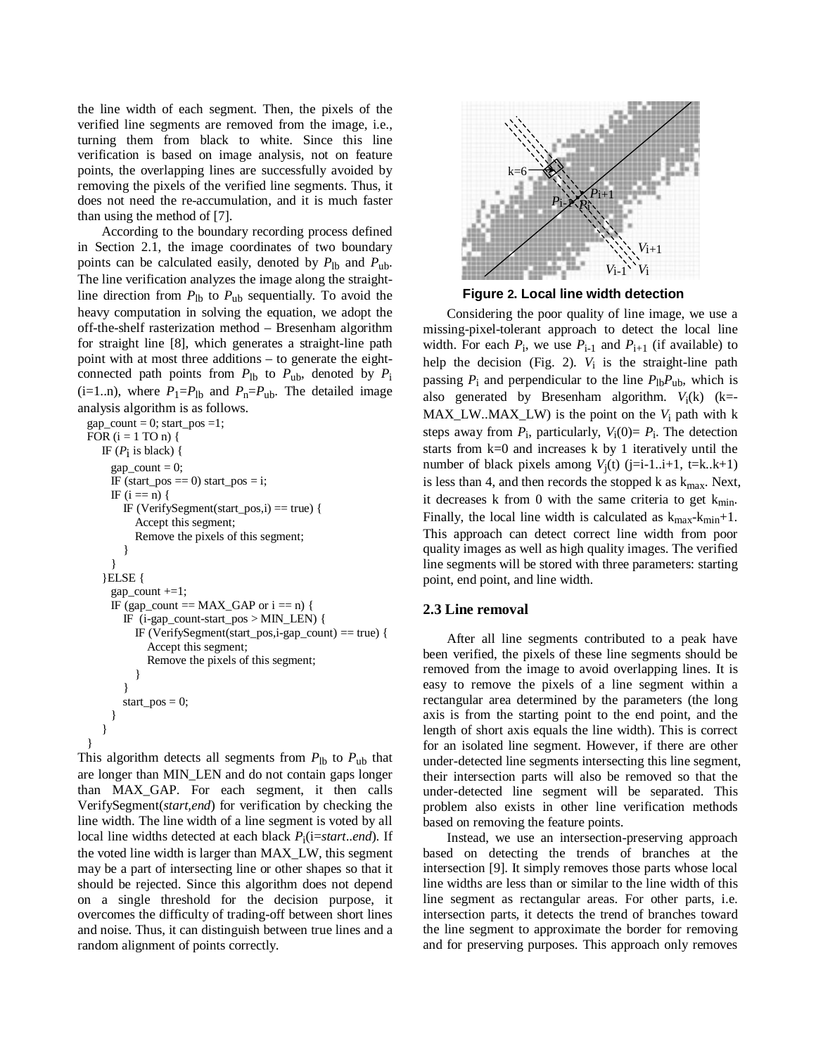the line width of each segment. Then, the pixels of the verified line segments are removed from the image, i.e., turning them from black to white. Since this line verification is based on image analysis, not on feature points, the overlapping lines are successfully avoided by removing the pixels of the verified line segments. Thus, it does not need the re-accumulation, and it is much faster than using the method of [7].

According to the boundary recording process defined in Section 2.1, the image coordinates of two boundary points can be calculated easily, denoted by $P_{lb}$ and $P_{ub}$. The line verification analyzes the image along the straight-line direction from $P_{lb}$ to $P_{ub}$ sequentially. To avoid the heavy computation in solving the equation, we adopt the off-the-shelf rasterization method – Bresenham algorithm for straight line [8], which generates a straight-line path point with at most three additions – to generate the eight-connected path points from $P_{lb}$ to $P_{ub}$, denoted by $P_i$ (i=1..n), where $P_1$=$P_{lb}$ and $P_n$=$P_{ub}$. The detailed image analysis algorithm is as follows.

```
gap_count = 0; start_pos =1;
FOR (i = 1 TO n) {
    IF (Pi is black) {
      gap_count = 0;
      IF (start_pos == 0) start_pos = i;
      IF (i == n) {
         IF (VerifySegment(start_pos,i) == true) {
            Accept this segment;
            Remove the pixels of this segment;
         }
      }
    }ELSE {
      gap_count +=1;
      IF (gap_count == MAX_GAP or i == n) {
         IF  (i-gap_count-start_pos > MIN_LEN) {
            IF (VerifySegment(start_pos,i-gap_count) == true) {
               Accept this segment;
               Remove the pixels of this segment;
            }
         }
         start_pos = 0;
      }
    }
}
```

This algorithm detects all segments from $P_{lb}$ to $P_{ub}$ that are longer than MIN_LEN and do not contain gaps longer than MAX_GAP. For each segment, it then calls VerifySegment(*start,end*) for verification by checking the line width. The line width of a line segment is voted by all local line widths detected at each black $P_i$(i=*start*..*end*). If the voted line width is larger than MAX_LW, this segment may be a part of intersecting line or other shapes so that it should be rejected. Since this algorithm does not depend on a single threshold for the decision purpose, it overcomes the difficulty of trading-off between short lines and noise. Thus, it can distinguish between true lines and a random alignment of points correctly.

**Figure 2. Local line width detection**

Considering the poor quality of line image, we use a missing-pixel-tolerant approach to detect the local line width. For each $P_i$, we use $P_{i-1}$ and $P_{i+1}$ (if available) to help the decision (Fig. 2). $V_i$ is the straight-line path passing $P_i$ and perpendicular to the line $P_{lb}P_{ub}$, which is also generated by Bresenham algorithm. $V_i(k)$ (k=-MAX_LW..MAX_LW) is the point on the $V_i$ path with k steps away from $P_i$, particularly, $V_i(0)$= $P_i$. The detection starts from k=0 and increases k by 1 iteratively until the number of black pixels among $V_j(t)$ (j=i-1..i+1, t=k..k+1) is less than 4, and then records the stopped k as $k_{max}$. Next, it decreases k from 0 with the same criteria to get $k_{min}$. Finally, the local line width is calculated as $k_{max}$-$k_{min}$+1. This approach can detect correct line width from poor quality images as well as high quality images. The verified line segments will be stored with three parameters: starting point, end point, and line width.

### 2.3 Line removal

After all line segments contributed to a peak have been verified, the pixels of these line segments should be removed from the image to avoid overlapping lines. It is easy to remove the pixels of a line segment within a rectangular area determined by the parameters (the long axis is from the starting point to the end point, and the length of short axis equals the line width). This is correct for an isolated line segment. However, if there are other under-detected line segments intersecting this line segment, their intersection parts will also be removed so that the under-detected line segment will be separated. This problem also exists in other line verification methods based on removing the feature points.

Instead, we use an intersection-preserving approach based on detecting the trends of branches at the intersection [9]. It simply removes those parts whose local line widths are less than or similar to the line width of this line segment as rectangular areas. For other parts, i.e. intersection parts, it detects the trend of branches toward the line segment to approximate the border for removing and for preserving purposes. This approach only removes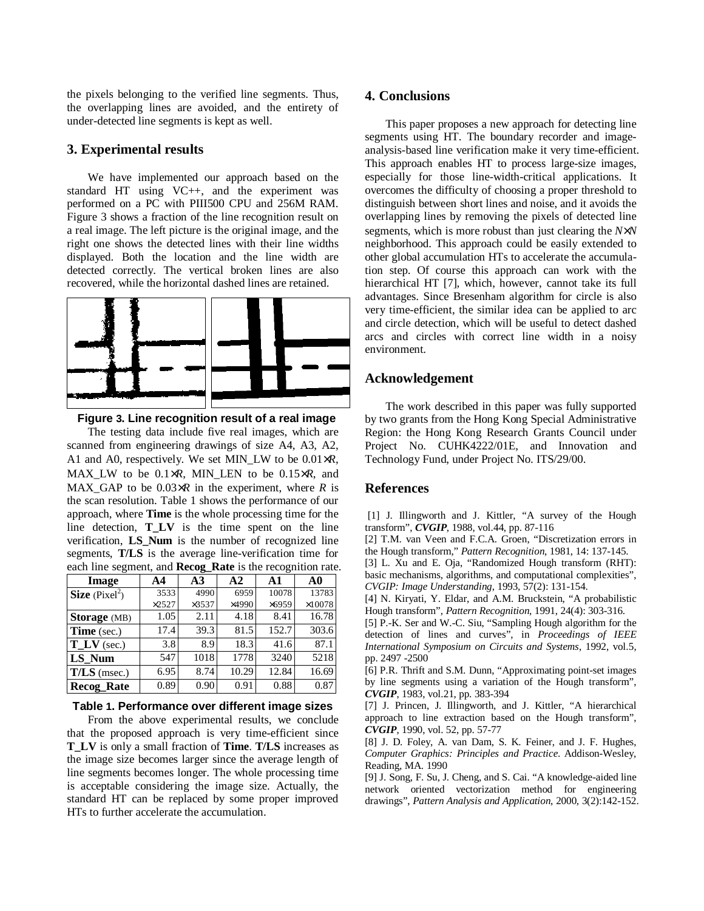the pixels belonging to the verified line segments. Thus, the overlapping lines are avoided, and the entirety of under-detected line segments is kept as well.

## 3. Experimental results

We have implemented our approach based on the standard HT using VC++, and the experiment was performed on a PC with PIII500 CPU and 256M RAM. Figure 3 shows a fraction of the line recognition result on a real image. The left picture is the original image, and the right one shows the detected lines with their line widths displayed. Both the location and the line width are detected correctly. The vertical broken lines are also recovered, while the horizontal dashed lines are retained.

**Figure 3. Line recognition result of a real image**

The testing data include five real images, which are scanned from engineering drawings of size A4, A3, A2, A1 and A0, respectively. We set MIN_LW to be $0.01\times R$, MAX_LW to be $0.1\times R$, MIN_LEN to be $0.15\times R$, and MAX_GAP to be $0.03\times R$ in the experiment, where $R$ is the scan resolution. Table 1 shows the performance of our approach, where **Time** is the whole processing time for the line detection, **T_LV** is the time spent on the line verification, **LS_Num** is the number of recognized line segments, **T/LS** is the average line-verification time for each line segment, and **Recog_Rate** is the recognition rate.

| **Image** | **A4** | **A3** | **A2** | **A1** | **A0** |
|---|---|---|---|---|---|
| **Size** (Pixel$^2$) | 3533 ×2527 | 4990 ×3537 | 6959 ×4990 | 10078 ×6959 | 13783 ×10078 |
| **Storage** (MB) | 1.05 | 2.11 | 4.18 | 8.41 | 16.78 |
| **Time** (sec.) | 17.4 | 39.3 | 81.5 | 152.7 | 303.6 |
| **T_LV** (sec.) | 3.8 | 8.9 | 18.3 | 41.6 | 87.1 |
| **LS_Num** | 547 | 1018 | 1778 | 3240 | 5218 |
| **T/LS** (msec.) | 6.95 | 8.74 | 10.29 | 12.84 | 16.69 |
| **Recog_Rate** | 0.89 | 0.90 | 0.91 | 0.88 | 0.87 |

**Table 1. Performance over different image sizes**

From the above experimental results, we conclude that the proposed approach is very time-efficient since **T_LV** is only a small fraction of **Time**. **T/LS** increases as the image size becomes larger since the average length of line segments becomes longer. The whole processing time is acceptable considering the image size. Actually, the standard HT can be replaced by some proper improved HTs to further accelerate the accumulation.

## 4. Conclusions

This paper proposes a new approach for detecting line segments using HT. The boundary recorder and image-analysis-based line verification make it very time-efficient. This approach enables HT to process large-size images, especially for those line-width-critical applications. It overcomes the difficulty of choosing a proper threshold to distinguish between short lines and noise, and it avoids the overlapping lines by removing the pixels of detected line segments, which is more robust than just clearing the $N\times N$ neighborhood. This approach could be easily extended to other global accumulation HTs to accelerate the accumulation step. Of course this approach can work with the hierarchical HT [7], which, however, cannot take its full advantages. Since Bresenham algorithm for circle is also very time-efficient, the similar idea can be applied to arc and circle detection, which will be useful to detect dashed arcs and circles with correct line width in a noisy environment.

## Acknowledgement

The work described in this paper was fully supported by two grants from the Hong Kong Special Administrative Region: the Hong Kong Research Grants Council under Project No. CUHK4222/01E, and Innovation and Technology Fund, under Project No. ITS/29/00.

## References

[1] J. Illingworth and J. Kittler, "A survey of the Hough transform", ***CVGIP***, 1988, vol.44, pp. 87-116

[2] T.M. van Veen and F.C.A. Groen, "Discretization errors in the Hough transform," *Pattern Recognition*, 1981, 14: 137-145.

[3] L. Xu and E. Oja, "Randomized Hough transform (RHT): basic mechanisms, algorithms, and computational complexities", *CVGIP: Image Understanding*, 1993, 57(2): 131-154.

[4] N. Kiryati, Y. Eldar, and A.M. Bruckstein, "A probabilistic Hough transform", *Pattern Recognition*, 1991, 24(4): 303-316.

[5] P.-K. Ser and W.-C. Siu, "Sampling Hough algorithm for the detection of lines and curves", in *Proceedings of IEEE International Symposium on Circuits and Systems*, 1992, vol.5, pp. 2497 -2500

[6] P.R. Thrift and S.M. Dunn, "Approximating point-set images by line segments using a variation of the Hough transform", ***CVGIP***, 1983, vol.21, pp. 383-394

[7] J. Princen, J. Illingworth, and J. Kittler, "A hierarchical approach to line extraction based on the Hough transform", ***CVGIP***, 1990, vol. 52, pp. 57-77

[8] J. D. Foley, A. van Dam, S. K. Feiner, and J. F. Hughes, *Computer Graphics: Principles and Practice*. Addison-Wesley, Reading, MA. 1990

[9] J. Song, F. Su, J. Cheng, and S. Cai. "A knowledge-aided line network oriented vectorization method for engineering drawings", *Pattern Analysis and Application*, 2000, 3(2):142-152.